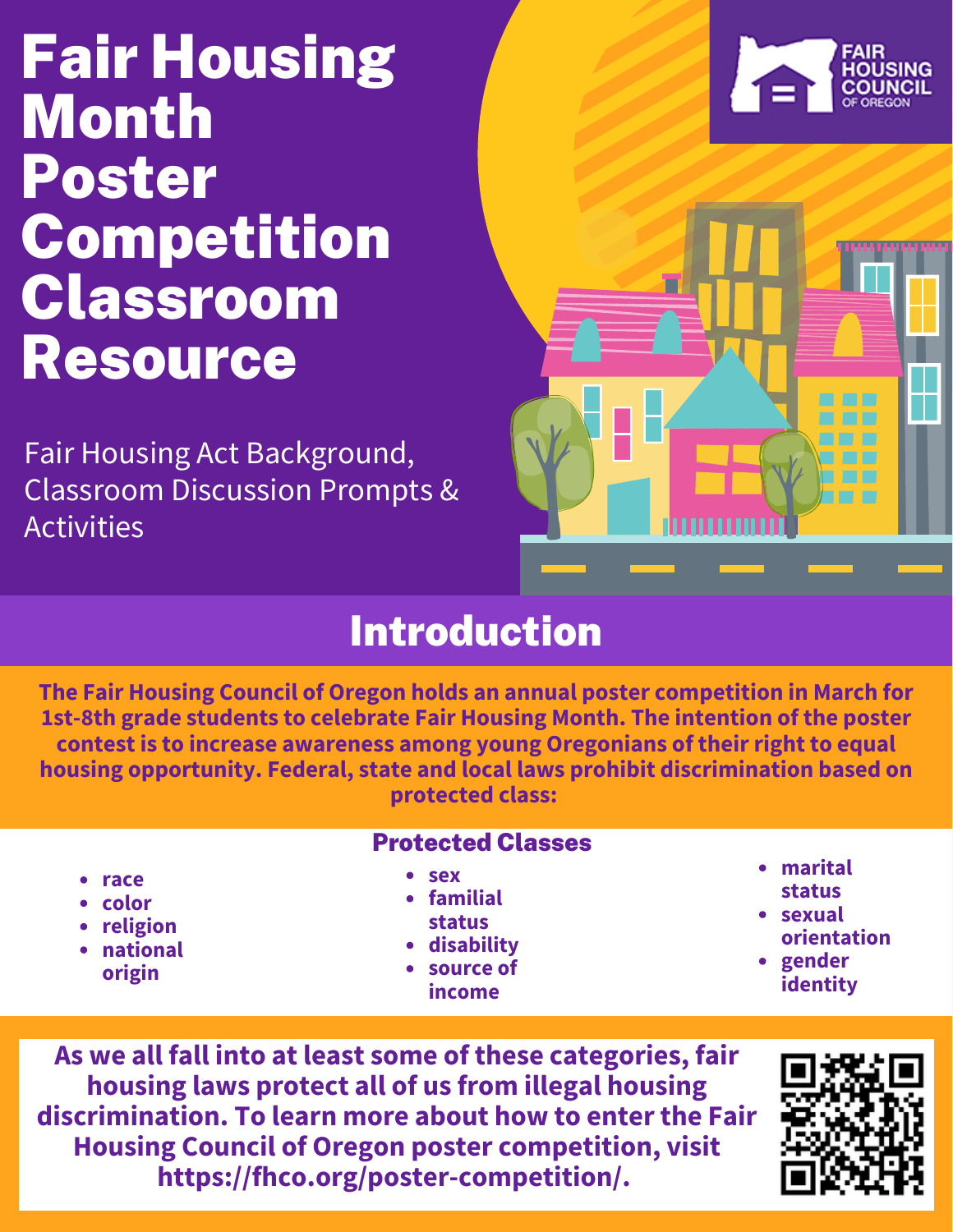# Fair Housing Month Poster Competition Classroom Resource

Fair Housing Act Background, Classroom Discussion Prompts & Activities

FAIR HOUSING COUNCIL OF OREGON

## Introduction

**The Fair Housing Council of Oregon holds an annual poster competition in March for 1st-8th grade students to celebrate Fair Housing Month. The intention of the poster contest is to increase awareness among young Oregonians of their right to equal housing opportunity. Federal, state and local laws prohibit discrimination based on protected class:**

### Protected Classes

- **race**
- **color**
- **religion**
- **national origin**
- **sex**
- **familial status**
- **disability**
- **source of income**
- **marital status**
- **sexual orientation**
- **gender identity**

**As we all fall into at least some of these categories, fair housing laws protect all of us from illegal housing discrimination. To learn more about how to enter the Fair Housing Council of Oregon poster competition, visit https://fhco.org/poster-competition/.**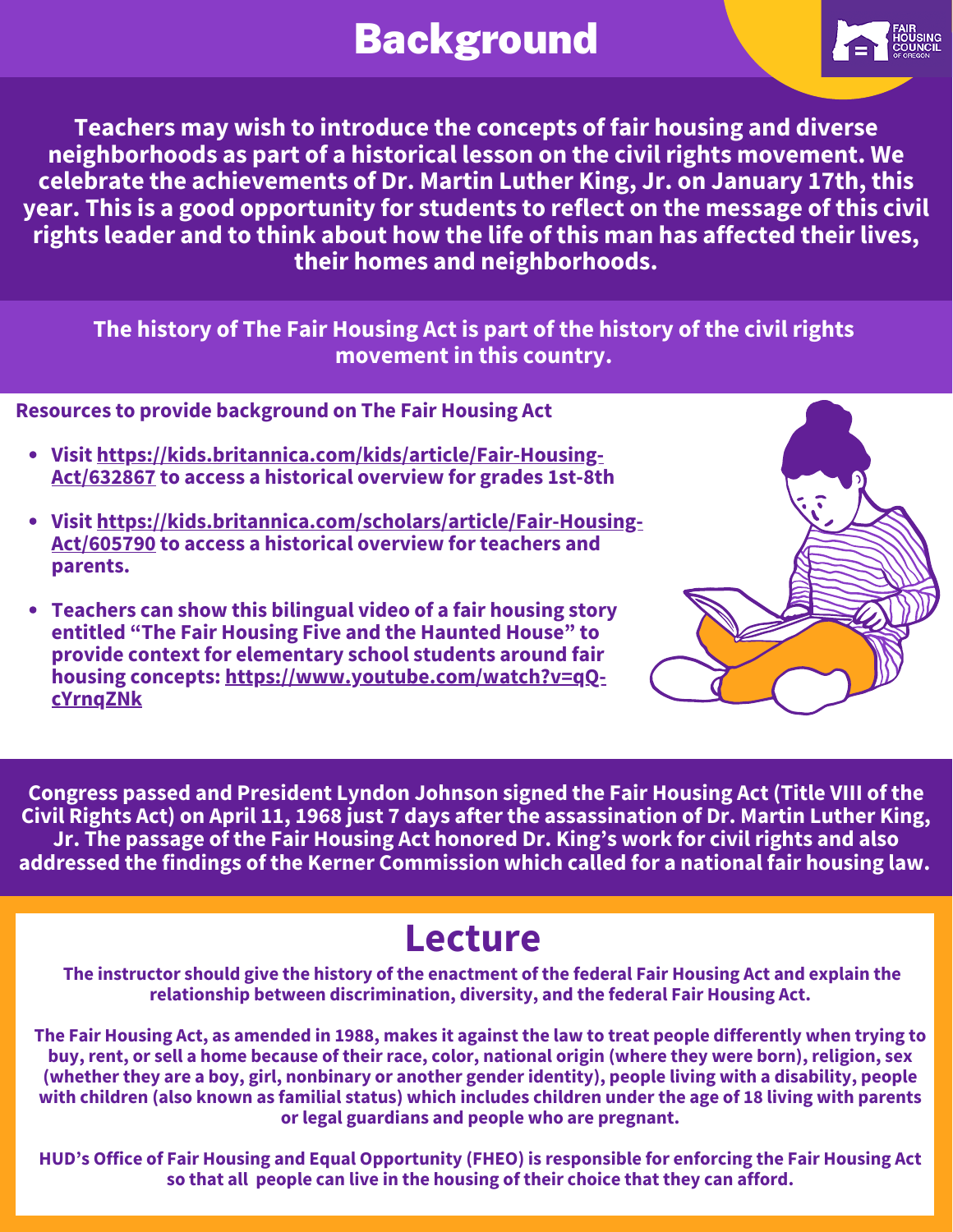# Background

**Teachers may wish to introduce the concepts of fair housing and diverse neighborhoods as part of a historical lesson on the civil rights movement. We celebrate the achievements of Dr. Martin Luther King, Jr. on January 17th, this year. This is a good opportunity for students to reflect on the message of this civil rights leader and to think about how the life of this man has affected their lives, their homes and neighborhoods.**

**The history of The Fair Housing Act is part of the history of the civil rights movement in this country.**

**Resources to provide background on The Fair Housing Act**

- **Visit https://kids.britannica.com/kids/article/Fair-Housing-Act/632867 to access a historical overview for grades 1st-8th**
- **Visit https://kids.britannica.com/scholars/article/Fair-Housing-Act/605790 to access a historical overview for teachers and parents.**
- **Teachers can show this bilingual video of a fair housing story entitled "The Fair Housing Five and the Haunted House" to provide context for elementary school students around fair housing concepts: https://www.youtube.com/watch?v=qQ-cYrnqZNk**

**Congress passed and President Lyndon Johnson signed the Fair Housing Act (Title VIII of the Civil Rights Act) on April 11, 1968 just 7 days after the assassination of Dr. Martin Luther King, Jr. The passage of the Fair Housing Act honored Dr. King's work for civil rights and also addressed the findings of the Kerner Commission which called for a national fair housing law.**

# Lecture

**The instructor should give the history of the enactment of the federal Fair Housing Act and explain the relationship between discrimination, diversity, and the federal Fair Housing Act.**

**The Fair Housing Act, as amended in 1988, makes it against the law to treat people differently when trying to buy, rent, or sell a home because of their race, color, national origin (where they were born), religion, sex (whether they are a boy, girl, nonbinary or another gender identity), people living with a disability, people with children (also known as familial status) which includes children under the age of 18 living with parents or legal guardians and people who are pregnant.**

**HUD's Office of Fair Housing and Equal Opportunity (FHEO) is responsible for enforcing the Fair Housing Act so that all people can live in the housing of their choice that they can afford.**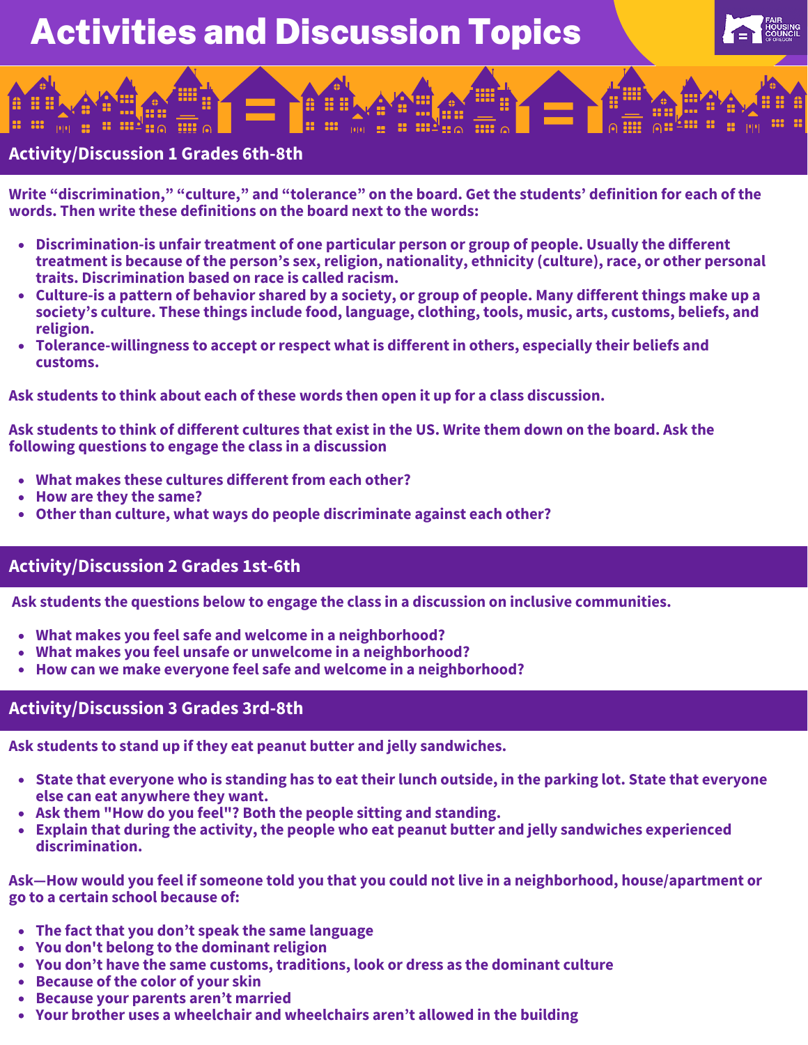# Activities and Discussion Topics

## Activity/Discussion 1 Grades 6th-8th

Write “discrimination,” “culture,” and “tolerance” on the board. Get the students’ definition for each of the words. Then write these definitions on the board next to the words:

- Discrimination-is unfair treatment of one particular person or group of people. Usually the different treatment is because of the person’s sex, religion, nationality, ethnicity (culture), race, or other personal traits. Discrimination based on race is called racism.
- Culture-is a pattern of behavior shared by a society, or group of people. Many different things make up a society’s culture. These things include food, language, clothing, tools, music, arts, customs, beliefs, and religion.
- Tolerance-willingness to accept or respect what is different in others, especially their beliefs and customs.

Ask students to think about each of these words then open it up for a class discussion.

Ask students to think of different cultures that exist in the US. Write them down on the board. Ask the following questions to engage the class in a discussion

- What makes these cultures different from each other?
- How are they the same?
- Other than culture, what ways do people discriminate against each other?

## Activity/Discussion 2 Grades 1st-6th

Ask students the questions below to engage the class in a discussion on inclusive communities.

- What makes you feel safe and welcome in a neighborhood?
- What makes you feel unsafe or unwelcome in a neighborhood?
- How can we make everyone feel safe and welcome in a neighborhood?

## Activity/Discussion 3 Grades 3rd-8th

Ask students to stand up if they eat peanut butter and jelly sandwiches.

- State that everyone who is standing has to eat their lunch outside, in the parking lot. State that everyone else can eat anywhere they want.
- Ask them "How do you feel"? Both the people sitting and standing.
- Explain that during the activity, the people who eat peanut butter and jelly sandwiches experienced discrimination.

Ask—How would you feel if someone told you that you could not live in a neighborhood, house/apartment or go to a certain school because of:

- The fact that you don’t speak the same language
- You don't belong to the dominant religion
- You don’t have the same customs, traditions, look or dress as the dominant culture
- Because of the color of your skin
- Because your parents aren’t married
- Your brother uses a wheelchair and wheelchairs aren’t allowed in the building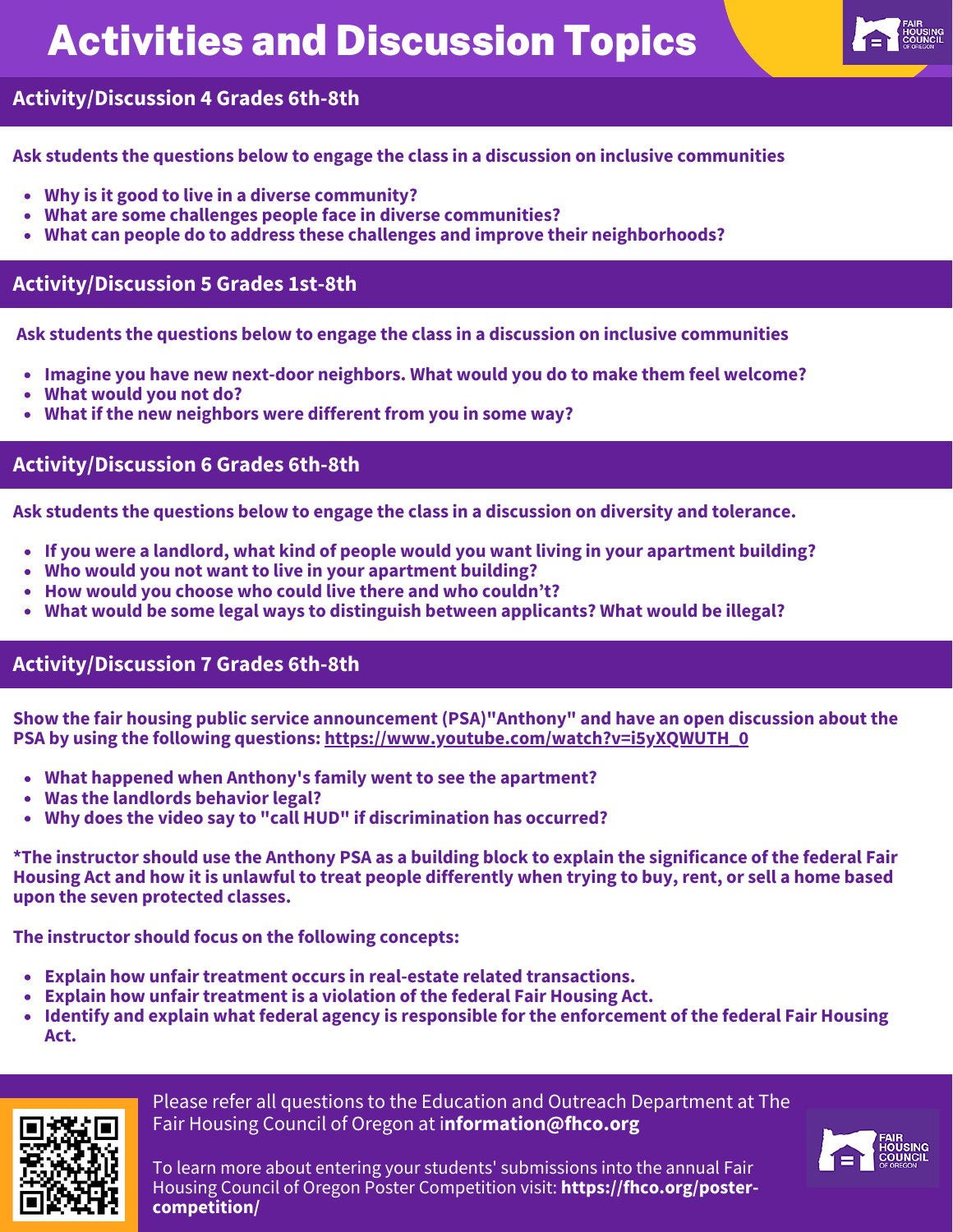# Activities and Discussion Topics

## Activity/Discussion 4 Grades 6th-8th

**Ask students the questions below to engage the class in a discussion on inclusive communities**

- **Why is it good to live in a diverse community?**
- **What are some challenges people face in diverse communities?**
- **What can people do to address these challenges and improve their neighborhoods?**

## Activity/Discussion 5 Grades 1st-8th

**Ask students the questions below to engage the class in a discussion on inclusive communities**

- **Imagine you have new next-door neighbors. What would you do to make them feel welcome?**
- **What would you not do?**
- **What if the new neighbors were different from you in some way?**

## Activity/Discussion 6 Grades 6th-8th

**Ask students the questions below to engage the class in a discussion on diversity and tolerance.**

- **If you were a landlord, what kind of people would you want living in your apartment building?**
- **Who would you not want to live in your apartment building?**
- **How would you choose who could live there and who couldn't?**
- **What would be some legal ways to distinguish between applicants? What would be illegal?**

## Activity/Discussion 7 Grades 6th-8th

**Show the fair housing public service announcement (PSA)"Anthony" and have an open discussion about the PSA by using the following questions: https://www.youtube.com/watch?v=i5yXQWUTH_0**

- **What happened when Anthony's family went to see the apartment?**
- **Was the landlords behavior legal?**
- **Why does the video say to "call HUD" if discrimination has occurred?**

**\*The instructor should use the Anthony PSA as a building block to explain the significance of the federal Fair Housing Act and how it is unlawful to treat people differently when trying to buy, rent, or sell a home based upon the seven protected classes.**

**The instructor should focus on the following concepts:**

- **Explain how unfair treatment occurs in real-estate related transactions.**
- **Explain how unfair treatment is a violation of the federal Fair Housing Act.**
- **Identify and explain what federal agency is responsible for the enforcement of the federal Fair Housing Act.**

Please refer all questions to the Education and Outreach Department at The Fair Housing Council of Oregon at i**nformation@fhco.org**

To learn more about entering your students' submissions into the annual Fair Housing Council of Oregon Poster Competition visit: **https://fhco.org/poster-competition/**